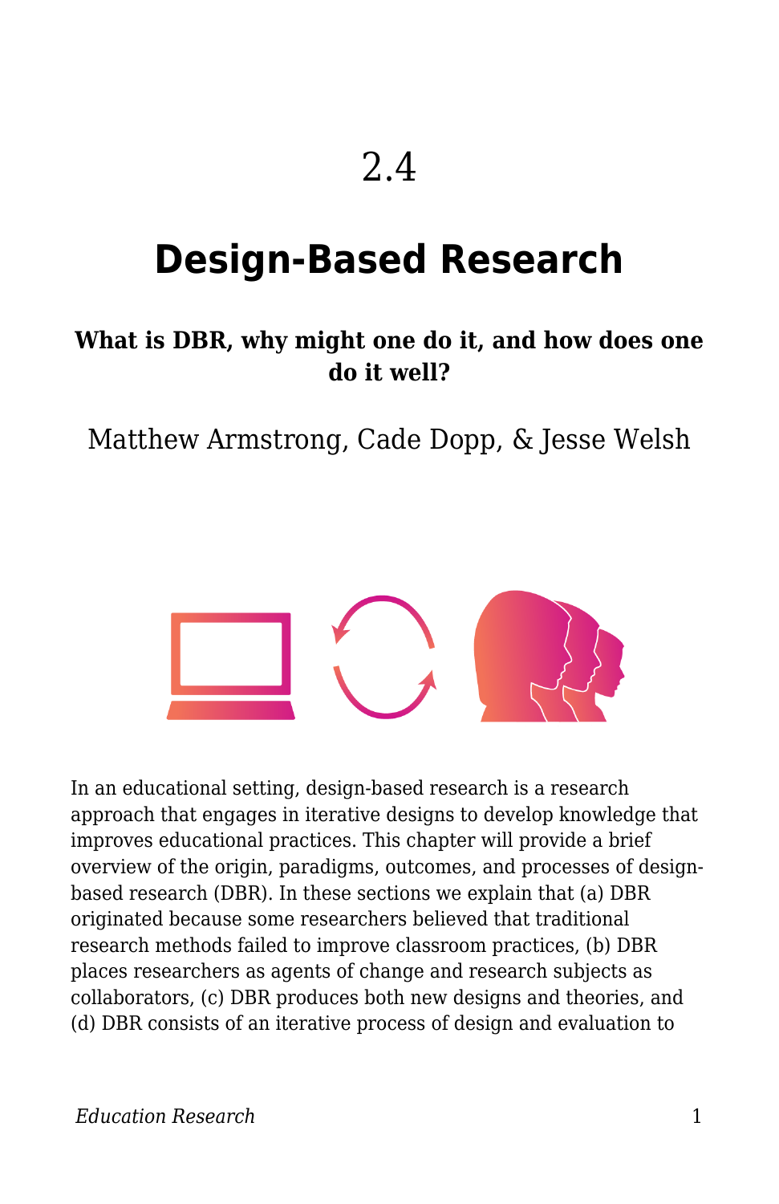2.4

# Design-Based Research

**What is DBR, why might one do it, and how does one do it well?**

Matthew Armstrong, Cade Dopp, & Jesse Welsh

In an educational setting, design-based research is a research approach that engages in iterative designs to develop knowledge that improves educational practices. This chapter will provide a brief overview of the origin, paradigms, outcomes, and processes of design-based research (DBR). In these sections we explain that (a) DBR originated because some researchers believed that traditional research methods failed to improve classroom practices, (b) DBR places researchers as agents of change and research subjects as collaborators, (c) DBR produces both new designs and theories, and (d) DBR consists of an iterative process of design and evaluation to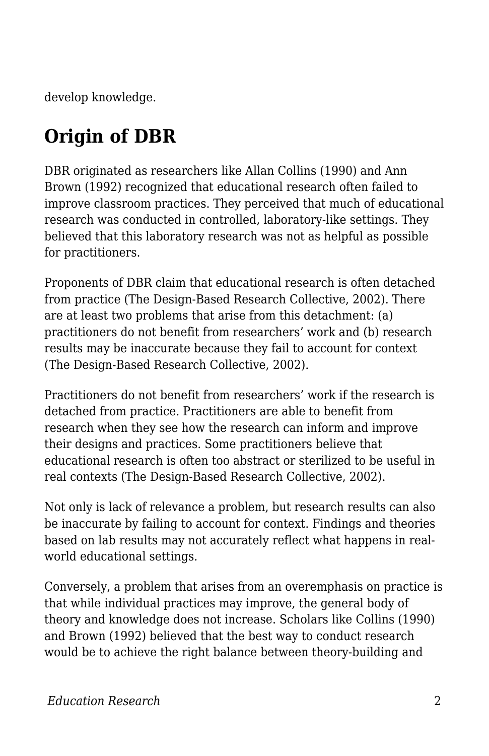develop knowledge.

## Origin of DBR

DBR originated as researchers like Allan Collins (1990) and Ann Brown (1992) recognized that educational research often failed to improve classroom practices. They perceived that much of educational research was conducted in controlled, laboratory-like settings. They believed that this laboratory research was not as helpful as possible for practitioners.

Proponents of DBR claim that educational research is often detached from practice (The Design-Based Research Collective, 2002). There are at least two problems that arise from this detachment: (a) practitioners do not benefit from researchers' work and (b) research results may be inaccurate because they fail to account for context (The Design-Based Research Collective, 2002).

Practitioners do not benefit from researchers' work if the research is detached from practice. Practitioners are able to benefit from research when they see how the research can inform and improve their designs and practices. Some practitioners believe that educational research is often too abstract or sterilized to be useful in real contexts (The Design-Based Research Collective, 2002).

Not only is lack of relevance a problem, but research results can also be inaccurate by failing to account for context. Findings and theories based on lab results may not accurately reflect what happens in real-world educational settings.

Conversely, a problem that arises from an overemphasis on practice is that while individual practices may improve, the general body of theory and knowledge does not increase. Scholars like Collins (1990) and Brown (1992) believed that the best way to conduct research would be to achieve the right balance between theory-building and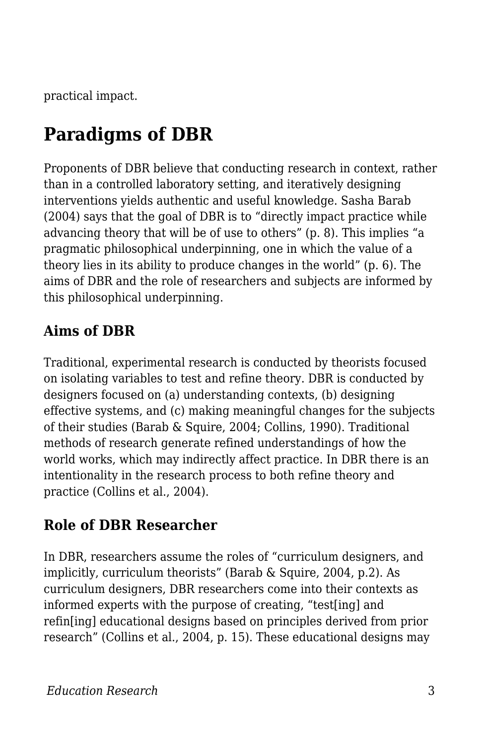practical impact.

## Paradigms of DBR

Proponents of DBR believe that conducting research in context, rather than in a controlled laboratory setting, and iteratively designing interventions yields authentic and useful knowledge. Sasha Barab (2004) says that the goal of DBR is to “directly impact practice while advancing theory that will be of use to others” (p. 8). This implies “a pragmatic philosophical underpinning, one in which the value of a theory lies in its ability to produce changes in the world” (p. 6). The aims of DBR and the role of researchers and subjects are informed by this philosophical underpinning.

### Aims of DBR

Traditional, experimental research is conducted by theorists focused on isolating variables to test and refine theory. DBR is conducted by designers focused on (a) understanding contexts, (b) designing effective systems, and (c) making meaningful changes for the subjects of their studies (Barab & Squire, 2004; Collins, 1990). Traditional methods of research generate refined understandings of how the world works, which may indirectly affect practice. In DBR there is an intentionality in the research process to both refine theory and practice (Collins et al., 2004).

### Role of DBR Researcher

In DBR, researchers assume the roles of “curriculum designers, and implicitly, curriculum theorists” (Barab & Squire, 2004, p.2). As curriculum designers, DBR researchers come into their contexts as informed experts with the purpose of creating, “test[ing] and refin[ing] educational designs based on principles derived from prior research” (Collins et al., 2004, p. 15). These educational designs may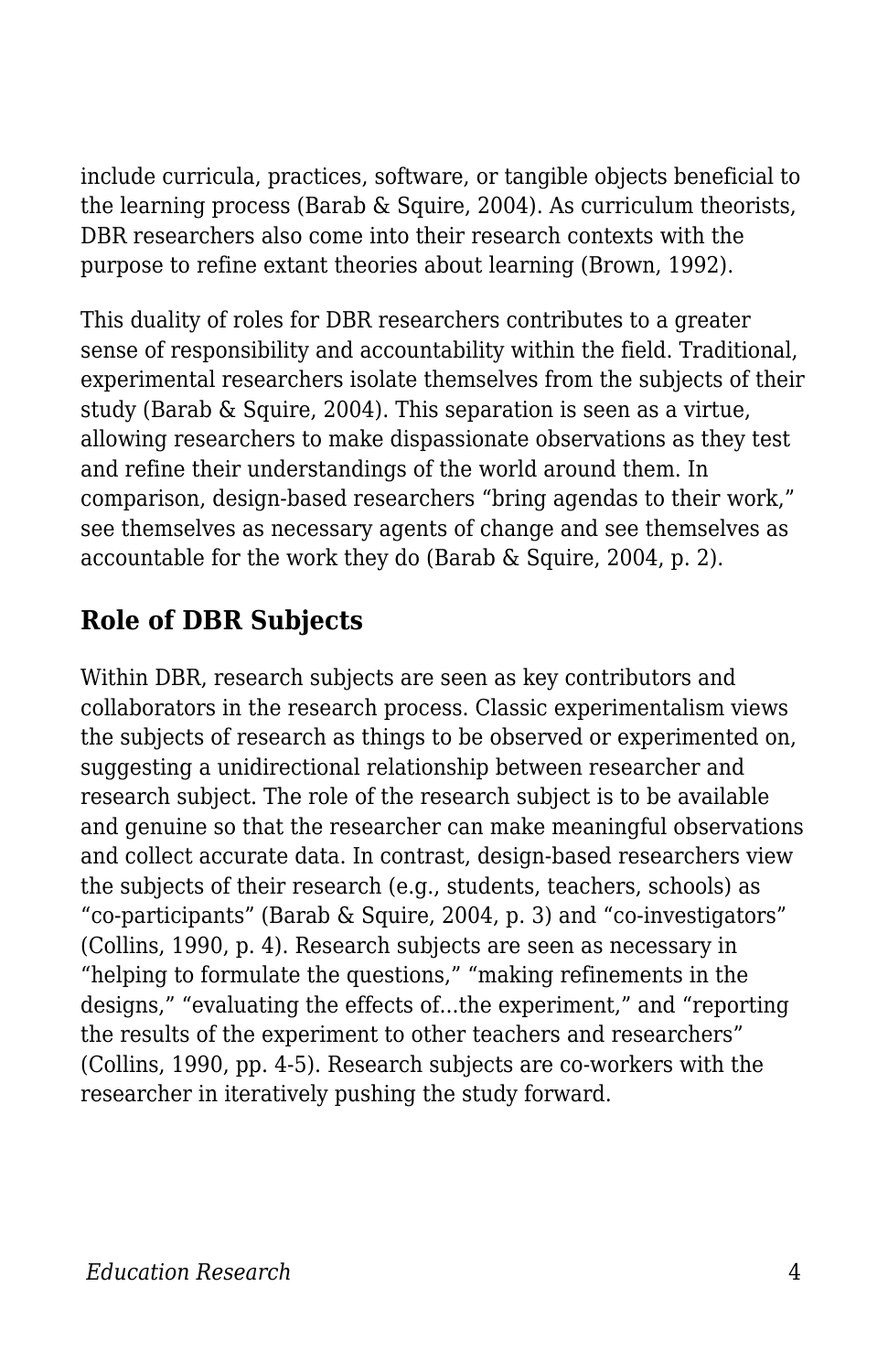include curricula, practices, software, or tangible objects beneficial to the learning process (Barab & Squire, 2004). As curriculum theorists, DBR researchers also come into their research contexts with the purpose to refine extant theories about learning (Brown, 1992).

This duality of roles for DBR researchers contributes to a greater sense of responsibility and accountability within the field. Traditional, experimental researchers isolate themselves from the subjects of their study (Barab & Squire, 2004). This separation is seen as a virtue, allowing researchers to make dispassionate observations as they test and refine their understandings of the world around them. In comparison, design-based researchers "bring agendas to their work," see themselves as necessary agents of change and see themselves as accountable for the work they do (Barab & Squire, 2004, p. 2).

## Role of DBR Subjects

Within DBR, research subjects are seen as key contributors and collaborators in the research process. Classic experimentalism views the subjects of research as things to be observed or experimented on, suggesting a unidirectional relationship between researcher and research subject. The role of the research subject is to be available and genuine so that the researcher can make meaningful observations and collect accurate data. In contrast, design-based researchers view the subjects of their research (e.g., students, teachers, schools) as "co-participants" (Barab & Squire, 2004, p. 3) and "co-investigators" (Collins, 1990, p. 4). Research subjects are seen as necessary in "helping to formulate the questions," "making refinements in the designs," "evaluating the effects of...the experiment," and "reporting the results of the experiment to other teachers and researchers" (Collins, 1990, pp. 4-5). Research subjects are co-workers with the researcher in iteratively pushing the study forward.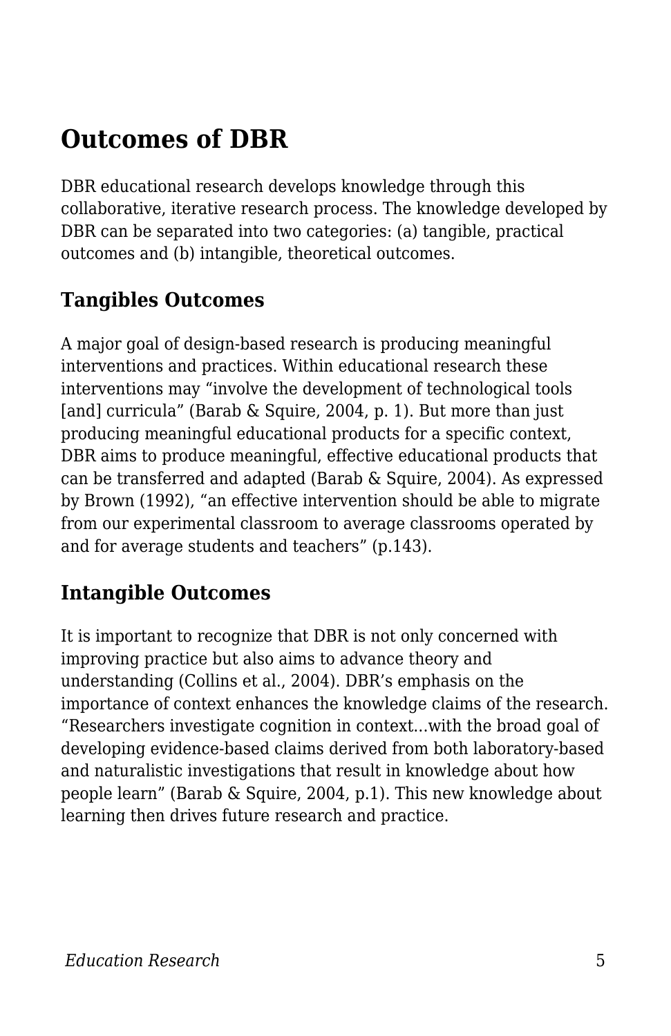## Outcomes of DBR

DBR educational research develops knowledge through this collaborative, iterative research process. The knowledge developed by DBR can be separated into two categories: (a) tangible, practical outcomes and (b) intangible, theoretical outcomes.

### Tangibles Outcomes

A major goal of design-based research is producing meaningful interventions and practices. Within educational research these interventions may "involve the development of technological tools [and] curricula" (Barab & Squire, 2004, p. 1). But more than just producing meaningful educational products for a specific context, DBR aims to produce meaningful, effective educational products that can be transferred and adapted (Barab & Squire, 2004). As expressed by Brown (1992), "an effective intervention should be able to migrate from our experimental classroom to average classrooms operated by and for average students and teachers" (p.143).

### Intangible Outcomes

It is important to recognize that DBR is not only concerned with improving practice but also aims to advance theory and understanding (Collins et al., 2004). DBR's emphasis on the importance of context enhances the knowledge claims of the research. "Researchers investigate cognition in context...with the broad goal of developing evidence-based claims derived from both laboratory-based and naturalistic investigations that result in knowledge about how people learn" (Barab & Squire, 2004, p.1). This new knowledge about learning then drives future research and practice.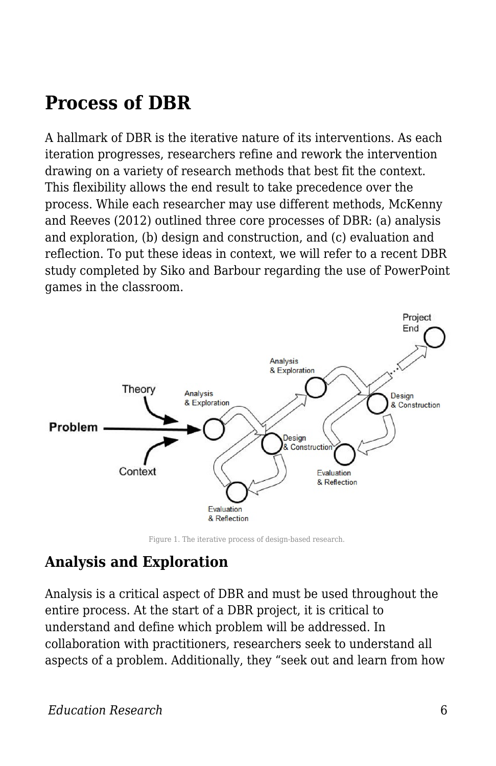## Process of DBR

A hallmark of DBR is the iterative nature of its interventions. As each iteration progresses, researchers refine and rework the intervention drawing on a variety of research methods that best fit the context. This flexibility allows the end result to take precedence over the process. While each researcher may use different methods, McKenny and Reeves (2012) outlined three core processes of DBR: (a) analysis and exploration, (b) design and construction, and (c) evaluation and reflection. To put these ideas in context, we will refer to a recent DBR study completed by Siko and Barbour regarding the use of PowerPoint games in the classroom.

Figure 1. The iterative process of design-based research.

### Analysis and Exploration

Analysis is a critical aspect of DBR and must be used throughout the entire process. At the start of a DBR project, it is critical to understand and define which problem will be addressed. In collaboration with practitioners, researchers seek to understand all aspects of a problem. Additionally, they "seek out and learn from how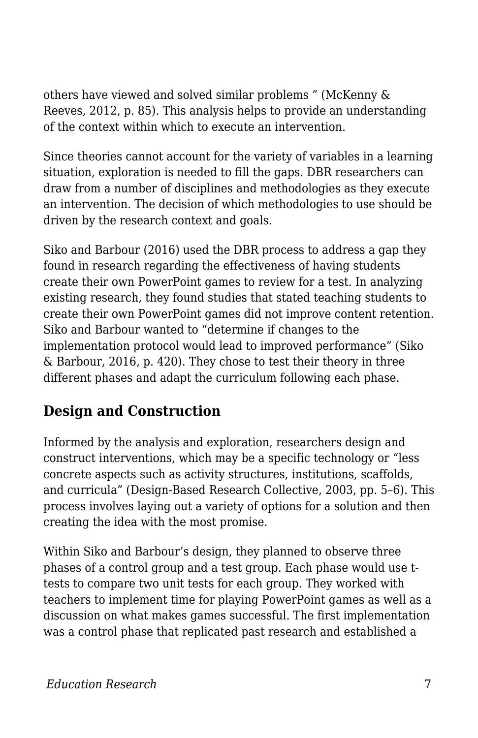others have viewed and solved similar problems " (McKenny & Reeves, 2012, p. 85). This analysis helps to provide an understanding of the context within which to execute an intervention.

Since theories cannot account for the variety of variables in a learning situation, exploration is needed to fill the gaps. DBR researchers can draw from a number of disciplines and methodologies as they execute an intervention. The decision of which methodologies to use should be driven by the research context and goals.

Siko and Barbour (2016) used the DBR process to address a gap they found in research regarding the effectiveness of having students create their own PowerPoint games to review for a test. In analyzing existing research, they found studies that stated teaching students to create their own PowerPoint games did not improve content retention. Siko and Barbour wanted to "determine if changes to the implementation protocol would lead to improved performance" (Siko & Barbour, 2016, p. 420). They chose to test their theory in three different phases and adapt the curriculum following each phase.

## Design and Construction

Informed by the analysis and exploration, researchers design and construct interventions, which may be a specific technology or "less concrete aspects such as activity structures, institutions, scaffolds, and curricula" (Design-Based Research Collective, 2003, pp. 5–6). This process involves laying out a variety of options for a solution and then creating the idea with the most promise.

Within Siko and Barbour's design, they planned to observe three phases of a control group and a test group. Each phase would use t-tests to compare two unit tests for each group. They worked with teachers to implement time for playing PowerPoint games as well as a discussion on what makes games successful. The first implementation was a control phase that replicated past research and established a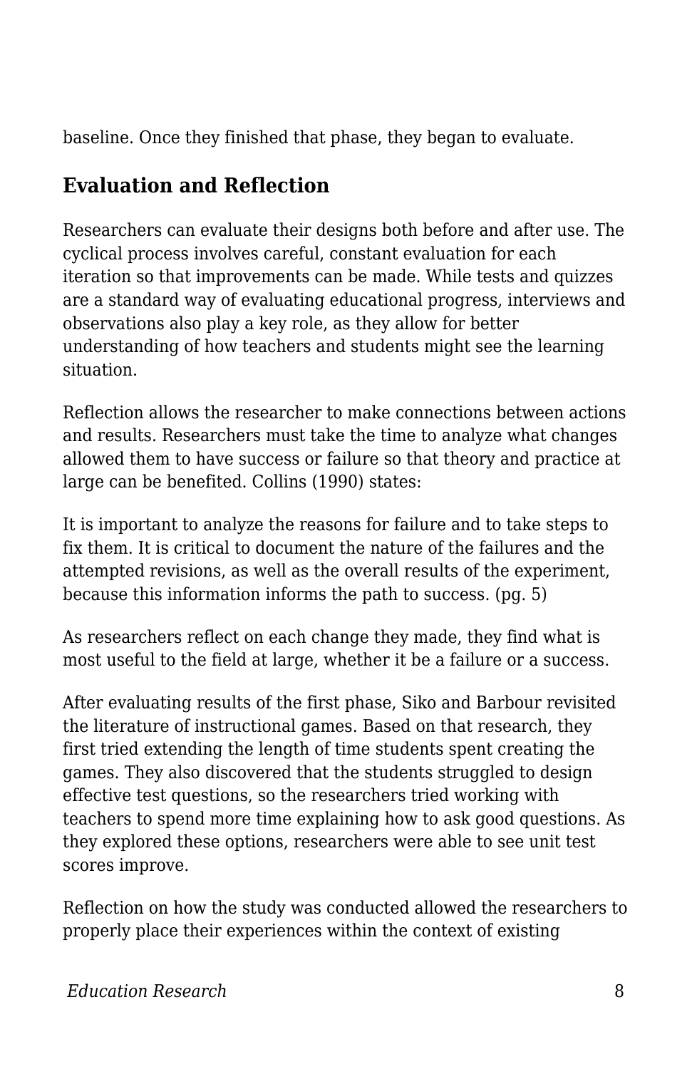baseline. Once they finished that phase, they began to evaluate.

## Evaluation and Reflection

Researchers can evaluate their designs both before and after use. The cyclical process involves careful, constant evaluation for each iteration so that improvements can be made. While tests and quizzes are a standard way of evaluating educational progress, interviews and observations also play a key role, as they allow for better understanding of how teachers and students might see the learning situation.

Reflection allows the researcher to make connections between actions and results. Researchers must take the time to analyze what changes allowed them to have success or failure so that theory and practice at large can be benefited. Collins (1990) states:

It is important to analyze the reasons for failure and to take steps to fix them. It is critical to document the nature of the failures and the attempted revisions, as well as the overall results of the experiment, because this information informs the path to success. (pg. 5)

As researchers reflect on each change they made, they find what is most useful to the field at large, whether it be a failure or a success.

After evaluating results of the first phase, Siko and Barbour revisited the literature of instructional games. Based on that research, they first tried extending the length of time students spent creating the games. They also discovered that the students struggled to design effective test questions, so the researchers tried working with teachers to spend more time explaining how to ask good questions. As they explored these options, researchers were able to see unit test scores improve.

Reflection on how the study was conducted allowed the researchers to properly place their experiences within the context of existing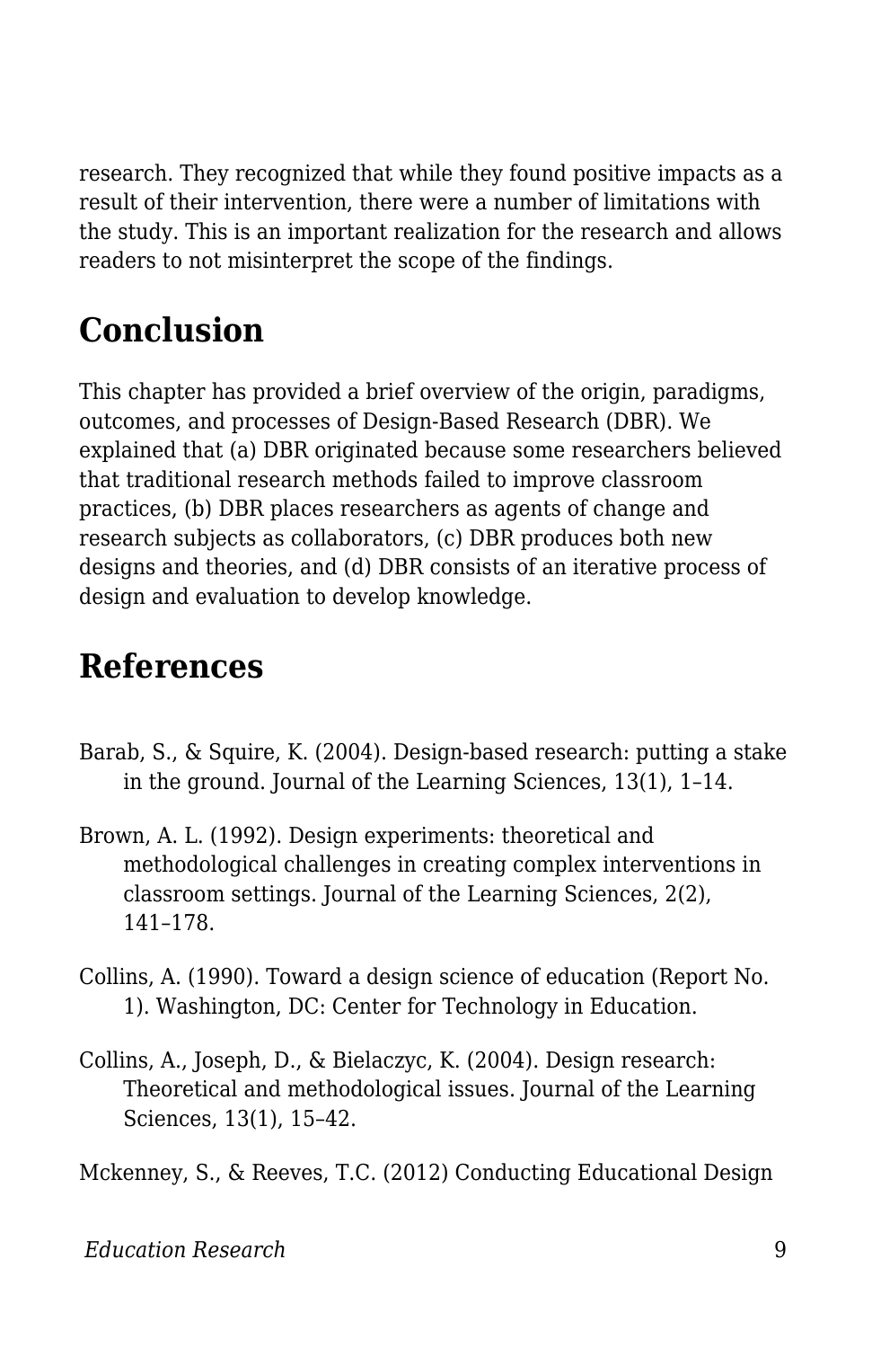research. They recognized that while they found positive impacts as a result of their intervention, there were a number of limitations with the study. This is an important realization for the research and allows readers to not misinterpret the scope of the findings.

## Conclusion

This chapter has provided a brief overview of the origin, paradigms, outcomes, and processes of Design-Based Research (DBR). We explained that (a) DBR originated because some researchers believed that traditional research methods failed to improve classroom practices, (b) DBR places researchers as agents of change and research subjects as collaborators, (c) DBR produces both new designs and theories, and (d) DBR consists of an iterative process of design and evaluation to develop knowledge.

## References

Barab, S., & Squire, K. (2004). Design-based research: putting a stake in the ground. Journal of the Learning Sciences, 13(1), 1–14.

Brown, A. L. (1992). Design experiments: theoretical and methodological challenges in creating complex interventions in classroom settings. Journal of the Learning Sciences, 2(2), 141–178.

Collins, A. (1990). Toward a design science of education (Report No. 1). Washington, DC: Center for Technology in Education.

Collins, A., Joseph, D., & Bielaczyc, K. (2004). Design research: Theoretical and methodological issues. Journal of the Learning Sciences, 13(1), 15–42.

Mckenney, S., & Reeves, T.C. (2012) Conducting Educational Design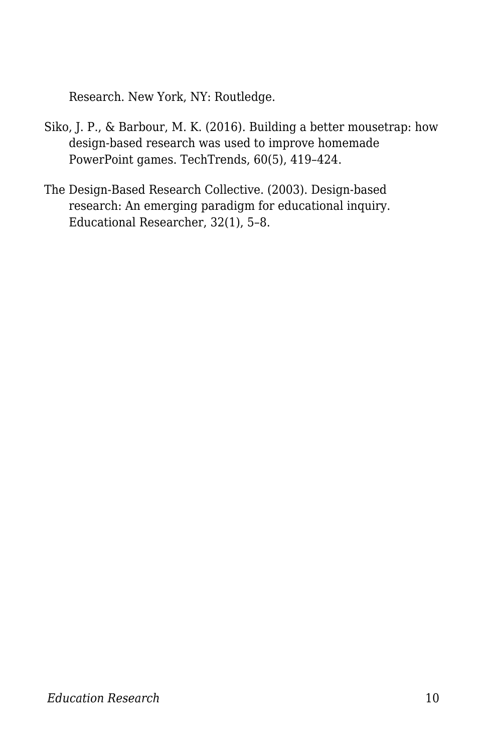Research. New York, NY: Routledge.

Siko, J. P., & Barbour, M. K. (2016). Building a better mousetrap: how design-based research was used to improve homemade PowerPoint games. TechTrends, 60(5), 419–424.

The Design-Based Research Collective. (2003). Design-based research: An emerging paradigm for educational inquiry. Educational Researcher, 32(1), 5–8.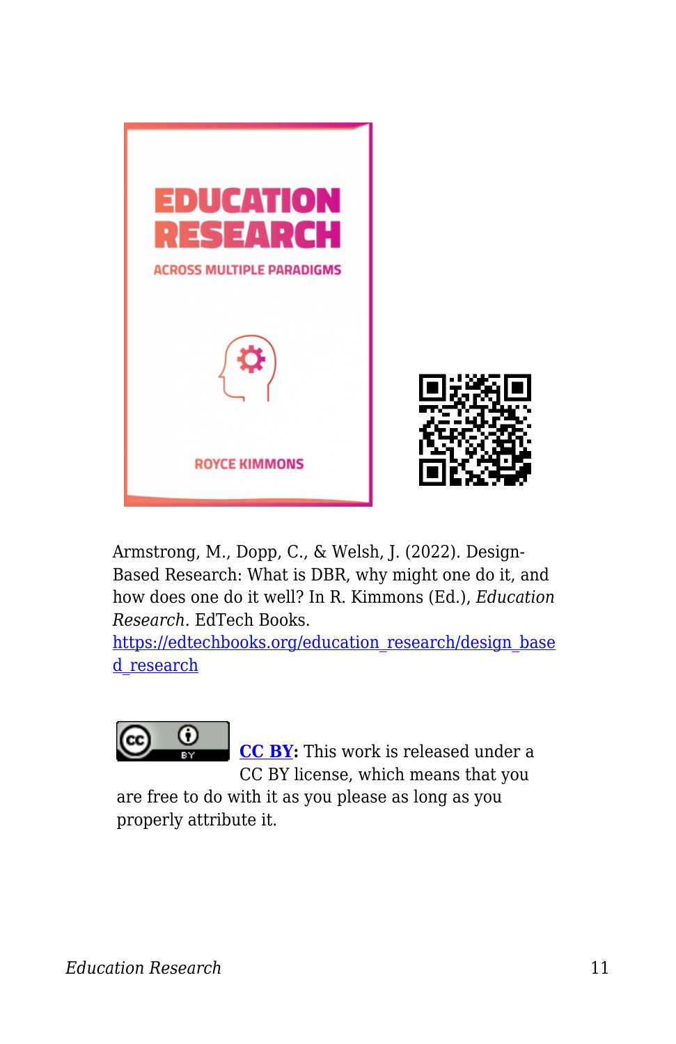Armstrong, M., Dopp, C., & Welsh, J. (2022). Design-Based Research: What is DBR, why might one do it, and how does one do it well? In R. Kimmons (Ed.), *Education Research*. EdTech Books. [https://edtechbooks.org/education_research/design_based_research](https://edtechbooks.org/education_research/design_based_research)

**CC BY:** This work is released under a CC BY license, which means that you are free to do with it as you please as long as you properly attribute it.